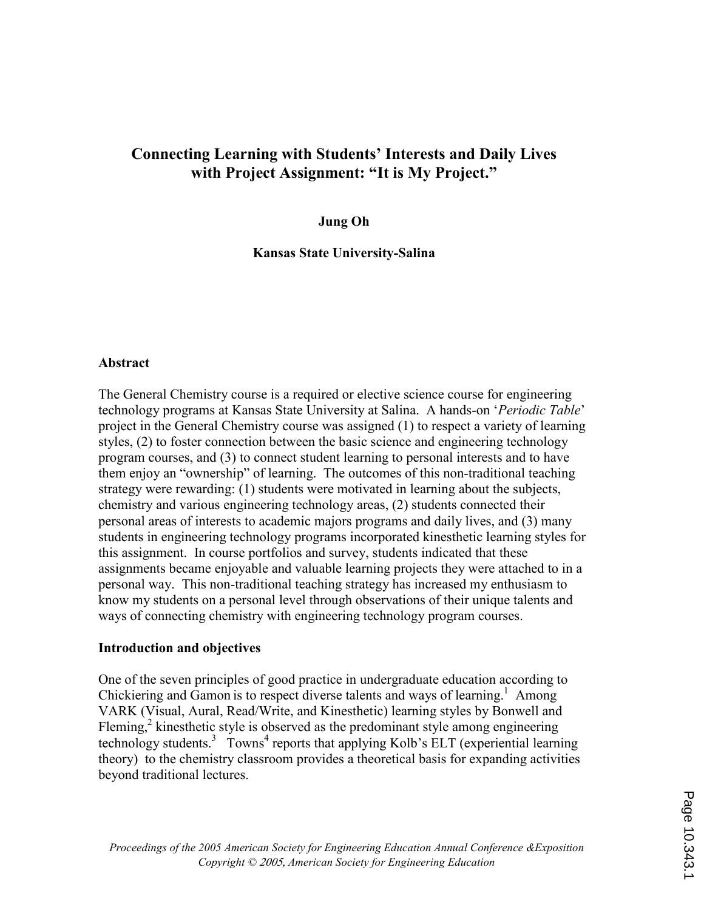# Connecting Learning with Students' Interests and Daily Lives with Project Assignment: "It is My Project."

**Jung Oh**

**Kansas State University-Salina**

## Abstract

The General Chemistry course is a required or elective science course for engineering technology programs at Kansas State University at Salina. A hands-on '*Periodic Table*' project in the General Chemistry course was assigned (1) to respect a variety of learning styles, (2) to foster connection between the basic science and engineering technology program courses, and (3) to connect student learning to personal interests and to have them enjoy an "ownership" of learning. The outcomes of this non-traditional teaching strategy were rewarding: (1) students were motivated in learning about the subjects, chemistry and various engineering technology areas, (2) students connected their personal areas of interests to academic majors programs and daily lives, and (3) many students in engineering technology programs incorporated kinesthetic learning styles for this assignment. In course portfolios and survey, students indicated that these assignments became enjoyable and valuable learning projects they were attached to in a personal way. This non-traditional teaching strategy has increased my enthusiasm to know my students on a personal level through observations of their unique talents and ways of connecting chemistry with engineering technology program courses.

## Introduction and objectives

One of the seven principles of good practice in undergraduate education according to Chickiering and Gamon is to respect diverse talents and ways of learning.[1] Among VARK (Visual, Aural, Read/Write, and Kinesthetic) learning styles by Bonwell and Fleming,[2] kinesthetic style is observed as the predominant style among engineering technology students.[3] Towns[4] reports that applying Kolb's ELT (experiential learning theory) to the chemistry classroom provides a theoretical basis for expanding activities beyond traditional lectures.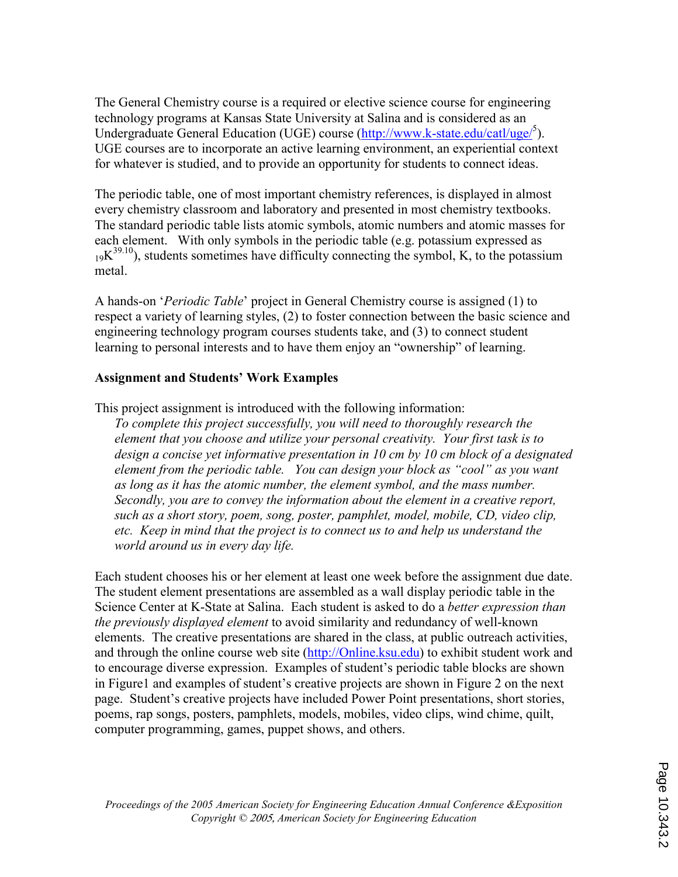The General Chemistry course is a required or elective science course for engineering technology programs at Kansas State University at Salina and is considered as an Undergraduate General Education (UGE) course (http://www.k-state.edu/catl/uge/[5]). UGE courses are to incorporate an active learning environment, an experiential context for whatever is studied, and to provide an opportunity for students to connect ideas.

The periodic table, one of most important chemistry references, is displayed in almost every chemistry classroom and laboratory and presented in most chemistry textbooks. The standard periodic table lists atomic symbols, atomic numbers and atomic masses for each element. With only symbols in the periodic table (e.g. potassium expressed as $_{19}K^{39.10}$), students sometimes have difficulty connecting the symbol, K, to the potassium metal.

A hands-on '*Periodic Table*' project in General Chemistry course is assigned (1) to respect a variety of learning styles, (2) to foster connection between the basic science and engineering technology program courses students take, and (3) to connect student learning to personal interests and to have them enjoy an "ownership" of learning.

**Assignment and Students' Work Examples**

This project assignment is introduced with the following information:

> *To complete this project successfully, you will need to thoroughly research the element that you choose and utilize your personal creativity. Your first task is to design a concise yet informative presentation in 10 cm by 10 cm block of a designated element from the periodic table. You can design your block as "cool" as you want as long as it has the atomic number, the element symbol, and the mass number. Secondly, you are to convey the information about the element in a creative report, such as a short story, poem, song, poster, pamphlet, model, mobile, CD, video clip, etc. Keep in mind that the project is to connect us to and help us understand the world around us in every day life.*

Each student chooses his or her element at least one week before the assignment due date. The student element presentations are assembled as a wall display periodic table in the Science Center at K-State at Salina. Each student is asked to do a *better expression than the previously displayed element* to avoid similarity and redundancy of well-known elements. The creative presentations are shared in the class, at public outreach activities, and through the online course web site (http://Online.ksu.edu) to exhibit student work and to encourage diverse expression. Examples of student's periodic table blocks are shown in Figure1 and examples of student's creative projects are shown in Figure 2 on the next page. Student's creative projects have included Power Point presentations, short stories, poems, rap songs, posters, pamphlets, models, mobiles, video clips, wind chime, quilt, computer programming, games, puppet shows, and others.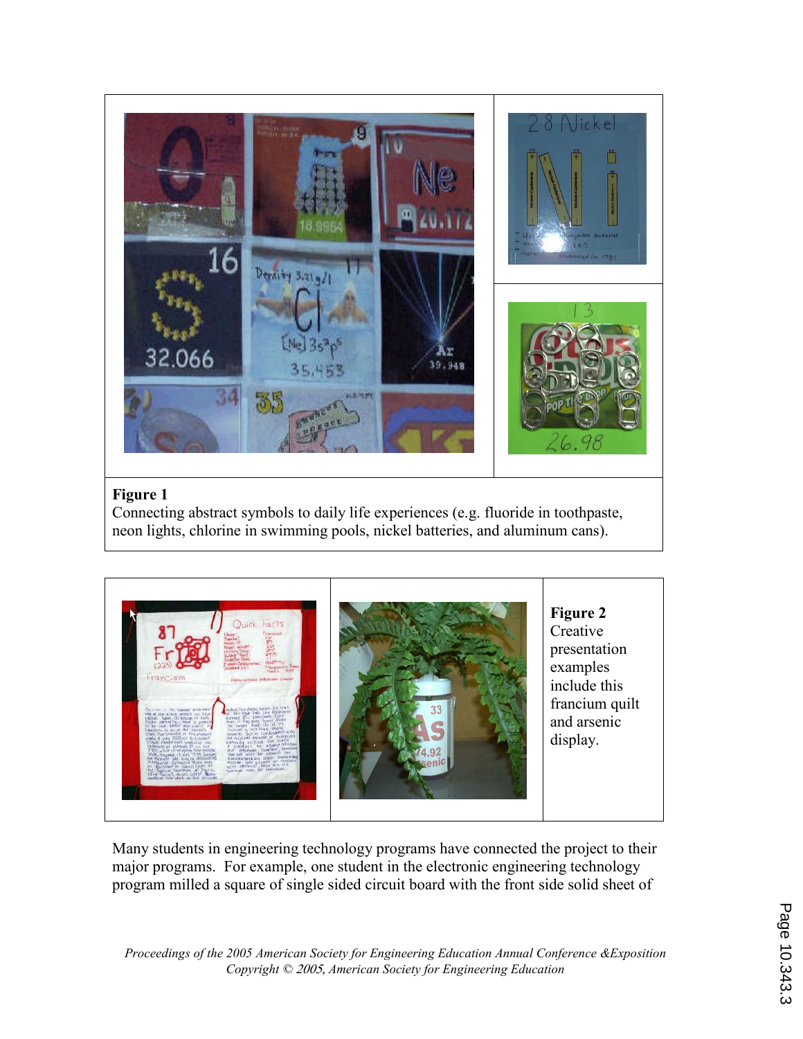**Figure 1**
Connecting abstract symbols to daily life experiences (e.g. fluoride in toothpaste, neon lights, chlorine in swimming pools, nickel batteries, and aluminum cans).

**Figure 2**
Creative presentation examples include this francium quilt and arsenic display.

Many students in engineering technology programs have connected the project to their major programs. For example, one student in the electronic engineering technology program milled a square of single sided circuit board with the front side solid sheet of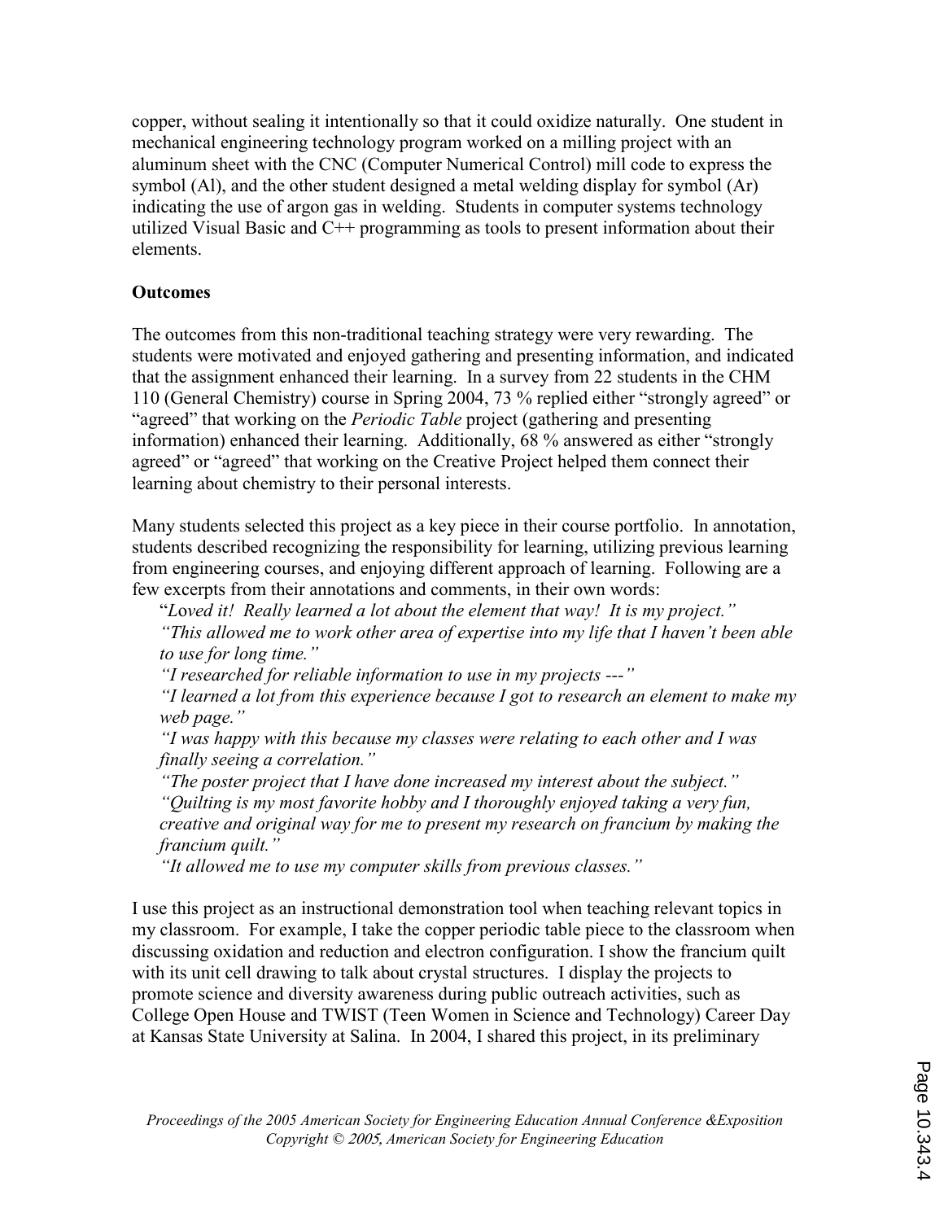copper, without sealing it intentionally so that it could oxidize naturally. One student in mechanical engineering technology program worked on a milling project with an aluminum sheet with the CNC (Computer Numerical Control) mill code to express the symbol (Al), and the other student designed a metal welding display for symbol (Ar) indicating the use of argon gas in welding. Students in computer systems technology utilized Visual Basic and C++ programming as tools to present information about their elements.

**Outcomes**

The outcomes from this non-traditional teaching strategy were very rewarding. The students were motivated and enjoyed gathering and presenting information, and indicated that the assignment enhanced their learning. In a survey from 22 students in the CHM 110 (General Chemistry) course in Spring 2004, 73 % replied either "strongly agreed" or "agreed" that working on the *Periodic Table* project (gathering and presenting information) enhanced their learning. Additionally, 68 % answered as either "strongly agreed" or "agreed" that working on the Creative Project helped them connect their learning about chemistry to their personal interests.

Many students selected this project as a key piece in their course portfolio. In annotation, students described recognizing the responsibility for learning, utilizing previous learning from engineering courses, and enjoying different approach of learning. Following are a few excerpts from their annotations and comments, in their own words:

"*Loved it! Really learned a lot about the element that way! It is my project.*"
*"This allowed me to work other area of expertise into my life that I haven't been able to use for long time."*
*"I researched for reliable information to use in my projects ---"*
*"I learned a lot from this experience because I got to research an element to make my web page."*
*"I was happy with this because my classes were relating to each other and I was finally seeing a correlation."*
*"The poster project that I have done increased my interest about the subject."*
*"Quilting is my most favorite hobby and I thoroughly enjoyed taking a very fun, creative and original way for me to present my research on francium by making the francium quilt."*
*"It allowed me to use my computer skills from previous classes."*

I use this project as an instructional demonstration tool when teaching relevant topics in my classroom. For example, I take the copper periodic table piece to the classroom when discussing oxidation and reduction and electron configuration. I show the francium quilt with its unit cell drawing to talk about crystal structures. I display the projects to promote science and diversity awareness during public outreach activities, such as College Open House and TWIST (Teen Women in Science and Technology) Career Day at Kansas State University at Salina. In 2004, I shared this project, in its preliminary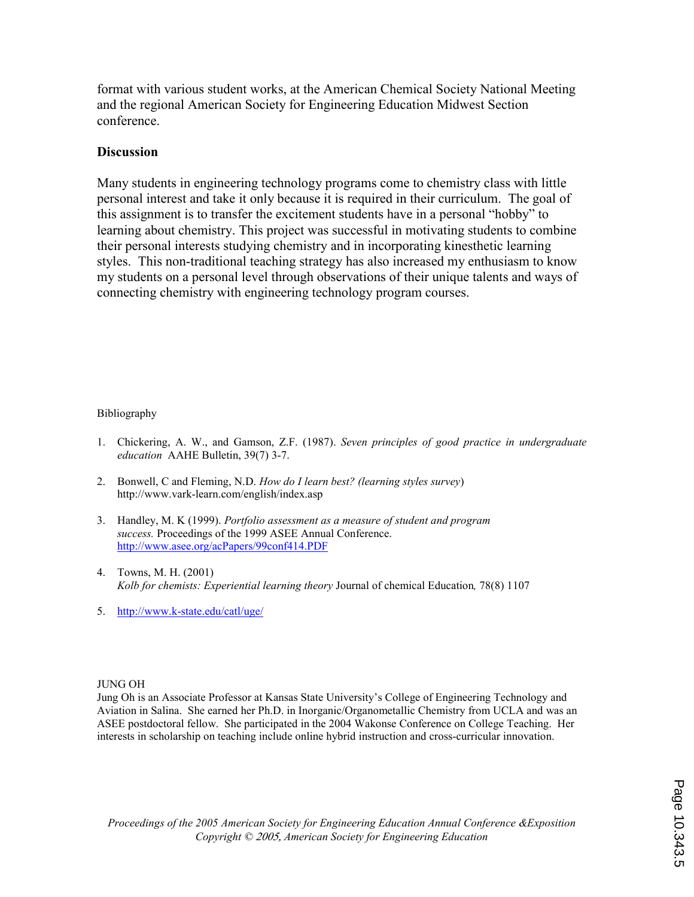format with various student works, at the American Chemical Society National Meeting and the regional American Society for Engineering Education Midwest Section conference.

## Discussion

Many students in engineering technology programs come to chemistry class with little personal interest and take it only because it is required in their curriculum. The goal of this assignment is to transfer the excitement students have in a personal "hobby" to learning about chemistry. This project was successful in motivating students to combine their personal interests studying chemistry and in incorporating kinesthetic learning styles. This non-traditional teaching strategy has also increased my enthusiasm to know my students on a personal level through observations of their unique talents and ways of connecting chemistry with engineering technology program courses.

Bibliography

1. Chickering, A. W., and Gamson, Z.F. (1987). *Seven principles of good practice in undergraduate education* AAHE Bulletin, 39(7) 3-7.
2. Bonwell, C and Fleming, N.D. *How do I learn best? (learning styles survey*) http://www.vark-learn.com/english/index.asp
3. Handley, M. K (1999). *Portfolio assessment as a measure of student and program success.* Proceedings of the 1999 ASEE Annual Conference. http://www.asee.org/acPapers/99conf414.PDF
4. Towns, M. H. (2001) *Kolb for chemists: Experiential learning theory* Journal of chemical Education*,* 78(8) 1107
5. http://www.k-state.edu/catl/uge/

JUNG OH
Jung Oh is an Associate Professor at Kansas State University's College of Engineering Technology and Aviation in Salina. She earned her Ph.D. in Inorganic/Organometallic Chemistry from UCLA and was an ASEE postdoctoral fellow. She participated in the 2004 Wakonse Conference on College Teaching. Her interests in scholarship on teaching include online hybrid instruction and cross-curricular innovation.